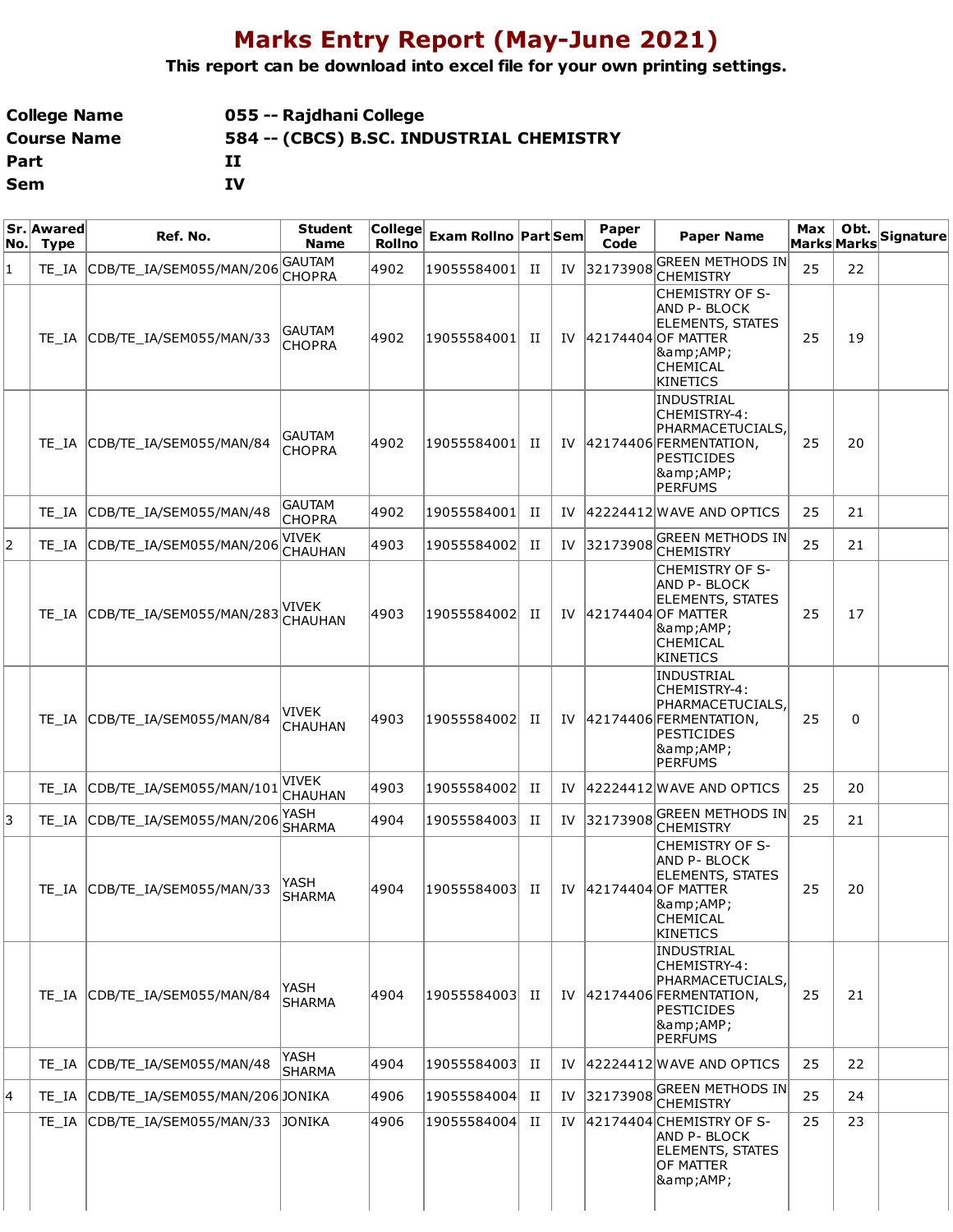# Marks Entry Report (May-June 2021)

**This report can be download into excel file for your own printing settings.**

| | |
|---|---|
| **College Name** | **055 -- Rajdhani College** |
| **Course Name** | **584 -- (CBCS) B.SC. INDUSTRIAL CHEMISTRY** |
| **Part** | **II** |
| **Sem** | **IV** |

| Sr. No. | Awared Type | Ref. No. | Student Name | College Rollno | Exam Rollno | Part | Sem | Paper Code | Paper Name | Max Marks | Obt. Marks | Signature |
|---|---|---|---|---|---|---|---|---|---|---|---|---|
| 1 | TE_IA | CDB/TE_IA/SEM055/MAN/206 | GAUTAM CHOPRA | 4902 | 19055584001 | II | IV | 32173908 | GREEN METHODS IN CHEMISTRY | 25 | 22 | |
| | TE_IA | CDB/TE_IA/SEM055/MAN/33 | GAUTAM CHOPRA | 4902 | 19055584001 | II | IV | 42174404 | CHEMISTRY OF S- AND P- BLOCK ELEMENTS, STATES OF MATTER &amp;AMP; CHEMICAL KINETICS | 25 | 19 | |
| | TE_IA | CDB/TE_IA/SEM055/MAN/84 | GAUTAM CHOPRA | 4902 | 19055584001 | II | IV | 42174406 | INDUSTRIAL CHEMISTRY-4: PHARMACETUCIALS, FERMENTATION, PESTICIDES &amp;AMP; PERFUMS | 25 | 20 | |
| | TE_IA | CDB/TE_IA/SEM055/MAN/48 | GAUTAM CHOPRA | 4902 | 19055584001 | II | IV | 42224412 | WAVE AND OPTICS | 25 | 21 | |
| 2 | TE_IA | CDB/TE_IA/SEM055/MAN/206 | VIVEK CHAUHAN | 4903 | 19055584002 | II | IV | 32173908 | GREEN METHODS IN CHEMISTRY | 25 | 21 | |
| | TE_IA | CDB/TE_IA/SEM055/MAN/283 | VIVEK CHAUHAN | 4903 | 19055584002 | II | IV | 42174404 | CHEMISTRY OF S- AND P- BLOCK ELEMENTS, STATES OF MATTER &amp;AMP; CHEMICAL KINETICS | 25 | 17 | |
| | TE_IA | CDB/TE_IA/SEM055/MAN/84 | VIVEK CHAUHAN | 4903 | 19055584002 | II | IV | 42174406 | INDUSTRIAL CHEMISTRY-4: PHARMACETUCIALS, FERMENTATION, PESTICIDES &amp;AMP; PERFUMS | 25 | 0 | |
| | TE_IA | CDB/TE_IA/SEM055/MAN/101 | VIVEK CHAUHAN | 4903 | 19055584002 | II | IV | 42224412 | WAVE AND OPTICS | 25 | 20 | |
| 3 | TE_IA | CDB/TE_IA/SEM055/MAN/206 | YASH SHARMA | 4904 | 19055584003 | II | IV | 32173908 | GREEN METHODS IN CHEMISTRY | 25 | 21 | |
| | TE_IA | CDB/TE_IA/SEM055/MAN/33 | YASH SHARMA | 4904 | 19055584003 | II | IV | 42174404 | CHEMISTRY OF S- AND P- BLOCK ELEMENTS, STATES OF MATTER &amp;AMP; CHEMICAL KINETICS | 25 | 20 | |
| | TE_IA | CDB/TE_IA/SEM055/MAN/84 | YASH SHARMA | 4904 | 19055584003 | II | IV | 42174406 | INDUSTRIAL CHEMISTRY-4: PHARMACETUCIALS, FERMENTATION, PESTICIDES &amp;AMP; PERFUMS | 25 | 21 | |
| | TE_IA | CDB/TE_IA/SEM055/MAN/48 | YASH SHARMA | 4904 | 19055584003 | II | IV | 42224412 | WAVE AND OPTICS | 25 | 22 | |
| 4 | TE_IA | CDB/TE_IA/SEM055/MAN/206 | JONIKA | 4906 | 19055584004 | II | IV | 32173908 | GREEN METHODS IN CHEMISTRY | 25 | 24 | |
| | TE_IA | CDB/TE_IA/SEM055/MAN/33 | JONIKA | 4906 | 19055584004 | II | IV | 42174404 | CHEMISTRY OF S- AND P- BLOCK ELEMENTS, STATES OF MATTER &amp;AMP; | 25 | 23 | |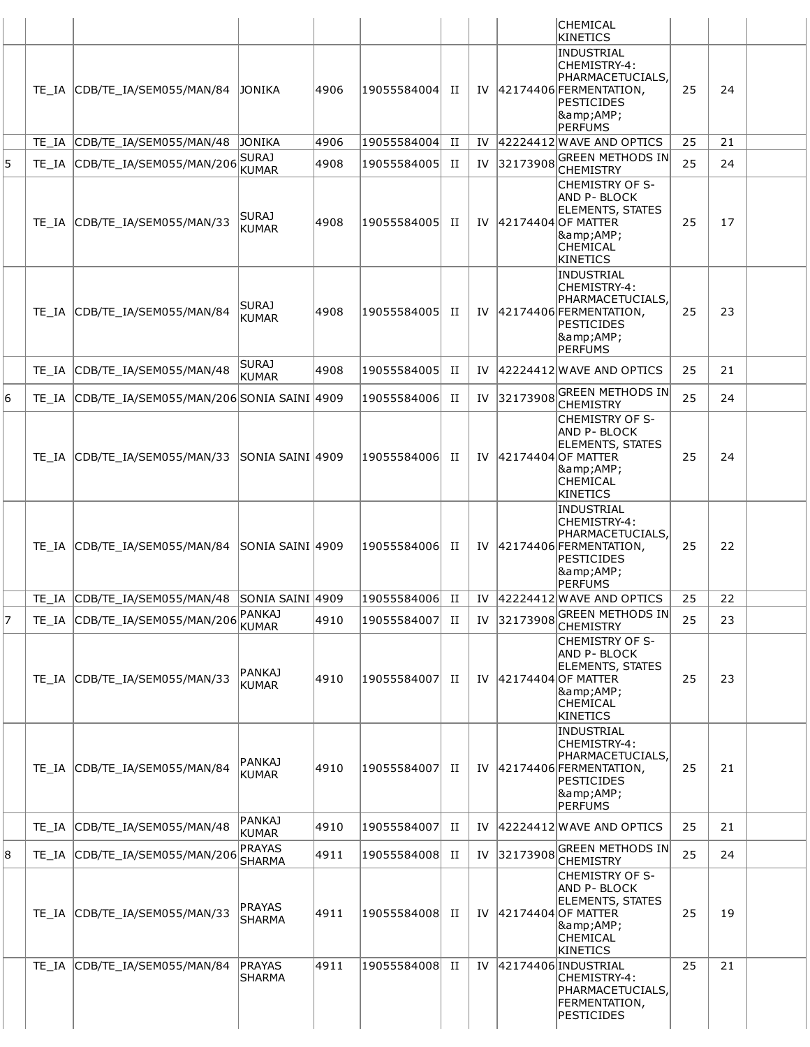| | | | | | | | | | | | |
|---|---|---|---|---|---|---|---|---|---|---|---|
| | | | | | | | | CHEMICAL KINETICS | | | |
| | TE_IA | CDB/TE_IA/SEM055/MAN/84 | JONIKA | 4906 | 19055584004 | II | IV | 42174406 | INDUSTRIAL CHEMISTRY-4: PHARMACETUCIALS, FERMENTATION, PESTICIDES &amp;AMP; PERFUMS | 25 | 24 | |
| | TE_IA | CDB/TE_IA/SEM055/MAN/48 | JONIKA | 4906 | 19055584004 | II | IV | 42224412 | WAVE AND OPTICS | 25 | 21 | |
| 5 | TE_IA | CDB/TE_IA/SEM055/MAN/206 | SURAJ KUMAR | 4908 | 19055584005 | II | IV | 32173908 | GREEN METHODS IN CHEMISTRY | 25 | 24 | |
| | TE_IA | CDB/TE_IA/SEM055/MAN/33 | SURAJ KUMAR | 4908 | 19055584005 | II | IV | 42174404 | CHEMISTRY OF S- AND P- BLOCK ELEMENTS, STATES OF MATTER &amp;AMP; CHEMICAL KINETICS | 25 | 17 | |
| | TE_IA | CDB/TE_IA/SEM055/MAN/84 | SURAJ KUMAR | 4908 | 19055584005 | II | IV | 42174406 | INDUSTRIAL CHEMISTRY-4: PHARMACETUCIALS, FERMENTATION, PESTICIDES &amp;AMP; PERFUMS | 25 | 23 | |
| | TE_IA | CDB/TE_IA/SEM055/MAN/48 | SURAJ KUMAR | 4908 | 19055584005 | II | IV | 42224412 | WAVE AND OPTICS | 25 | 21 | |
| 6 | TE_IA | CDB/TE_IA/SEM055/MAN/206 | SONIA SAINI | 4909 | 19055584006 | II | IV | 32173908 | GREEN METHODS IN CHEMISTRY | 25 | 24 | |
| | TE_IA | CDB/TE_IA/SEM055/MAN/33 | SONIA SAINI | 4909 | 19055584006 | II | IV | 42174404 | CHEMISTRY OF S- AND P- BLOCK ELEMENTS, STATES OF MATTER &amp;AMP; CHEMICAL KINETICS | 25 | 24 | |
| | TE_IA | CDB/TE_IA/SEM055/MAN/84 | SONIA SAINI | 4909 | 19055584006 | II | IV | 42174406 | INDUSTRIAL CHEMISTRY-4: PHARMACETUCIALS, FERMENTATION, PESTICIDES &amp;AMP; PERFUMS | 25 | 22 | |
| | TE_IA | CDB/TE_IA/SEM055/MAN/48 | SONIA SAINI | 4909 | 19055584006 | II | IV | 42224412 | WAVE AND OPTICS | 25 | 22 | |
| 7 | TE_IA | CDB/TE_IA/SEM055/MAN/206 | PANKAJ KUMAR | 4910 | 19055584007 | II | IV | 32173908 | GREEN METHODS IN CHEMISTRY | 25 | 23 | |
| | TE_IA | CDB/TE_IA/SEM055/MAN/33 | PANKAJ KUMAR | 4910 | 19055584007 | II | IV | 42174404 | CHEMISTRY OF S- AND P- BLOCK ELEMENTS, STATES OF MATTER &amp;AMP; CHEMICAL KINETICS | 25 | 23 | |
| | TE_IA | CDB/TE_IA/SEM055/MAN/84 | PANKAJ KUMAR | 4910 | 19055584007 | II | IV | 42174406 | INDUSTRIAL CHEMISTRY-4: PHARMACETUCIALS, FERMENTATION, PESTICIDES &amp;AMP; PERFUMS | 25 | 21 | |
| | TE_IA | CDB/TE_IA/SEM055/MAN/48 | PANKAJ KUMAR | 4910 | 19055584007 | II | IV | 42224412 | WAVE AND OPTICS | 25 | 21 | |
| 8 | TE_IA | CDB/TE_IA/SEM055/MAN/206 | PRAYAS SHARMA | 4911 | 19055584008 | II | IV | 32173908 | GREEN METHODS IN CHEMISTRY | 25 | 24 | |
| | TE_IA | CDB/TE_IA/SEM055/MAN/33 | PRAYAS SHARMA | 4911 | 19055584008 | II | IV | 42174404 | CHEMISTRY OF S- AND P- BLOCK ELEMENTS, STATES OF MATTER &amp;AMP; CHEMICAL KINETICS | 25 | 19 | |
| | TE_IA | CDB/TE_IA/SEM055/MAN/84 | PRAYAS SHARMA | 4911 | 19055584008 | II | IV | 42174406 | INDUSTRIAL CHEMISTRY-4: PHARMACETUCIALS, FERMENTATION, PESTICIDES | 25 | 21 | |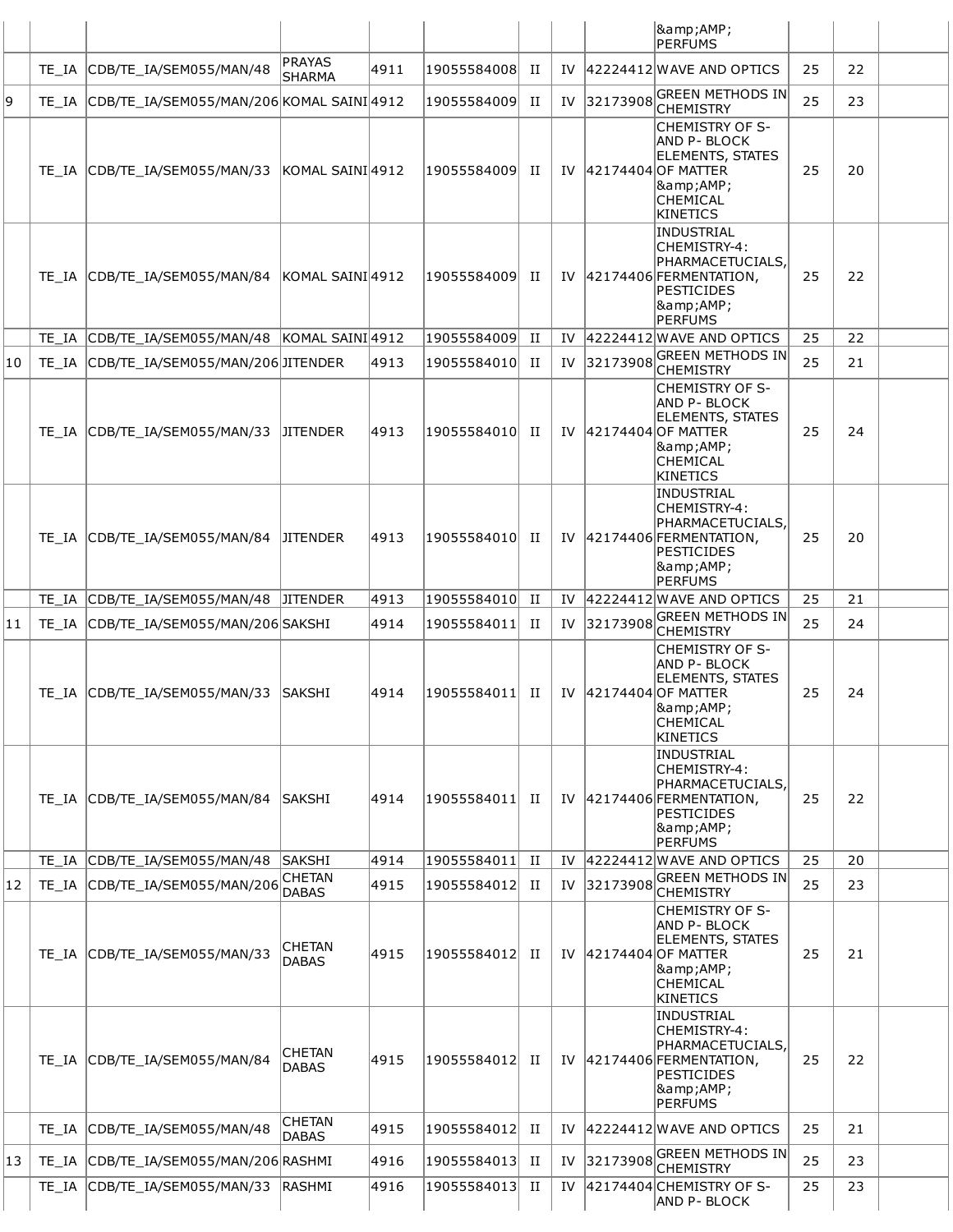| | | | | | | | | | | | | |
|---|---|---|---|---|---|---|---|---|---|---|---|---|
| | | | | | | | | | &amp;AMP; PERFUMS | | | |
| | TE_IA | CDB/TE_IA/SEM055/MAN/48 | PRAYAS SHARMA | 4911 | 19055584008 | II | IV | 42224412 | WAVE AND OPTICS | 25 | 22 | |
| 9 | TE_IA | CDB/TE_IA/SEM055/MAN/206 | KOMAL SAINI | 4912 | 19055584009 | II | IV | 32173908 | GREEN METHODS IN CHEMISTRY | 25 | 23 | |
| | TE_IA | CDB/TE_IA/SEM055/MAN/33 | KOMAL SAINI | 4912 | 19055584009 | II | IV | 42174404 | CHEMISTRY OF S- AND P- BLOCK ELEMENTS, STATES OF MATTER &amp;AMP; CHEMICAL KINETICS | 25 | 20 | |
| | TE_IA | CDB/TE_IA/SEM055/MAN/84 | KOMAL SAINI | 4912 | 19055584009 | II | IV | 42174406 | INDUSTRIAL CHEMISTRY-4: PHARMACETUCIALS, FERMENTATION, PESTICIDES &amp;AMP; PERFUMS | 25 | 22 | |
| | TE_IA | CDB/TE_IA/SEM055/MAN/48 | KOMAL SAINI | 4912 | 19055584009 | II | IV | 42224412 | WAVE AND OPTICS | 25 | 22 | |
| 10 | TE_IA | CDB/TE_IA/SEM055/MAN/206 | JITENDER | 4913 | 19055584010 | II | IV | 32173908 | GREEN METHODS IN CHEMISTRY | 25 | 21 | |
| | TE_IA | CDB/TE_IA/SEM055/MAN/33 | JITENDER | 4913 | 19055584010 | II | IV | 42174404 | CHEMISTRY OF S- AND P- BLOCK ELEMENTS, STATES OF MATTER &amp;AMP; CHEMICAL KINETICS | 25 | 24 | |
| | TE_IA | CDB/TE_IA/SEM055/MAN/84 | JITENDER | 4913 | 19055584010 | II | IV | 42174406 | INDUSTRIAL CHEMISTRY-4: PHARMACETUCIALS, FERMENTATION, PESTICIDES &amp;AMP; PERFUMS | 25 | 20 | |
| | TE_IA | CDB/TE_IA/SEM055/MAN/48 | JITENDER | 4913 | 19055584010 | II | IV | 42224412 | WAVE AND OPTICS | 25 | 21 | |
| 11 | TE_IA | CDB/TE_IA/SEM055/MAN/206 | SAKSHI | 4914 | 19055584011 | II | IV | 32173908 | GREEN METHODS IN CHEMISTRY | 25 | 24 | |
| | TE_IA | CDB/TE_IA/SEM055/MAN/33 | SAKSHI | 4914 | 19055584011 | II | IV | 42174404 | CHEMISTRY OF S- AND P- BLOCK ELEMENTS, STATES OF MATTER &amp;AMP; CHEMICAL KINETICS | 25 | 24 | |
| | TE_IA | CDB/TE_IA/SEM055/MAN/84 | SAKSHI | 4914 | 19055584011 | II | IV | 42174406 | INDUSTRIAL CHEMISTRY-4: PHARMACETUCIALS, FERMENTATION, PESTICIDES &amp;AMP; PERFUMS | 25 | 22 | |
| | TE_IA | CDB/TE_IA/SEM055/MAN/48 | SAKSHI | 4914 | 19055584011 | II | IV | 42224412 | WAVE AND OPTICS | 25 | 20 | |
| 12 | TE_IA | CDB/TE_IA/SEM055/MAN/206 | CHETAN DABAS | 4915 | 19055584012 | II | IV | 32173908 | GREEN METHODS IN CHEMISTRY | 25 | 23 | |
| | TE_IA | CDB/TE_IA/SEM055/MAN/33 | CHETAN DABAS | 4915 | 19055584012 | II | IV | 42174404 | CHEMISTRY OF S- AND P- BLOCK ELEMENTS, STATES OF MATTER &amp;AMP; CHEMICAL KINETICS | 25 | 21 | |
| | TE_IA | CDB/TE_IA/SEM055/MAN/84 | CHETAN DABAS | 4915 | 19055584012 | II | IV | 42174406 | INDUSTRIAL CHEMISTRY-4: PHARMACETUCIALS, FERMENTATION, PESTICIDES &amp;AMP; PERFUMS | 25 | 22 | |
| | TE_IA | CDB/TE_IA/SEM055/MAN/48 | CHETAN DABAS | 4915 | 19055584012 | II | IV | 42224412 | WAVE AND OPTICS | 25 | 21 | |
| 13 | TE_IA | CDB/TE_IA/SEM055/MAN/206 | RASHMI | 4916 | 19055584013 | II | IV | 32173908 | GREEN METHODS IN CHEMISTRY | 25 | 23 | |
| | TE_IA | CDB/TE_IA/SEM055/MAN/33 | RASHMI | 4916 | 19055584013 | II | IV | 42174404 | CHEMISTRY OF S- AND P- BLOCK | 25 | 23 | |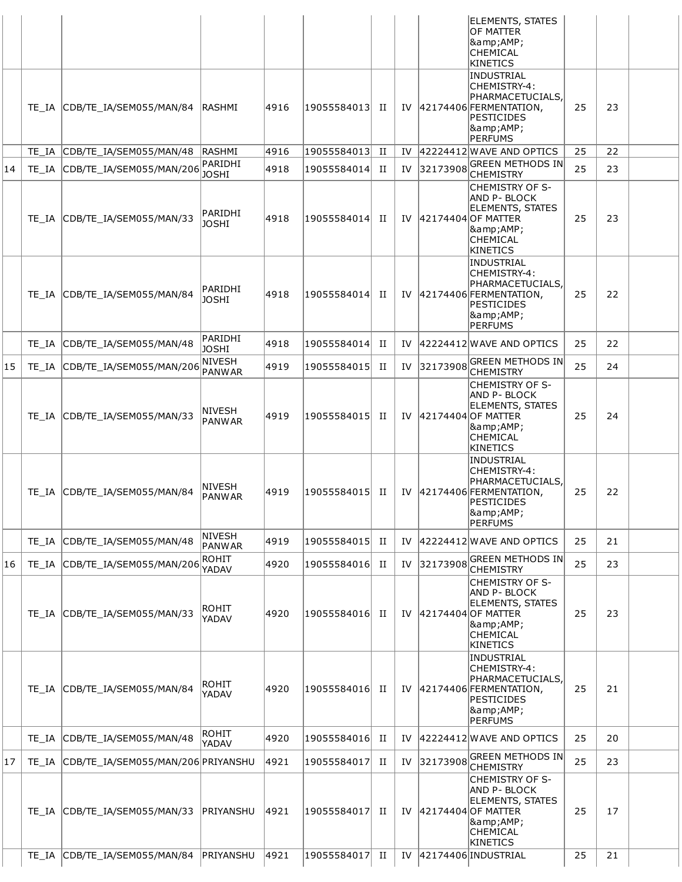| | | | | | | | | | | | | |
|---|---|---|---|---|---|---|---|---|---|---|---|---|
| | | | | | | | | | ELEMENTS, STATES OF MATTER &amp;AMP; CHEMICAL KINETICS | | | |
| | TE_IA | CDB/TE_IA/SEM055/MAN/84 | RASHMI | 4916 | 19055584013 | II | IV | 42174406 | INDUSTRIAL CHEMISTRY-4: PHARMACETUCIALS, FERMENTATION, PESTICIDES &amp;AMP; PERFUMS | 25 | 23 | |
| | TE_IA | CDB/TE_IA/SEM055/MAN/48 | RASHMI | 4916 | 19055584013 | II | IV | 42224412 | WAVE AND OPTICS | 25 | 22 | |
| 14 | TE_IA | CDB/TE_IA/SEM055/MAN/206 | PARIDHI JOSHI | 4918 | 19055584014 | II | IV | 32173908 | GREEN METHODS IN CHEMISTRY | 25 | 23 | |
| | TE_IA | CDB/TE_IA/SEM055/MAN/33 | PARIDHI JOSHI | 4918 | 19055584014 | II | IV | 42174404 | CHEMISTRY OF S- AND P- BLOCK ELEMENTS, STATES OF MATTER &amp;AMP; CHEMICAL KINETICS | 25 | 23 | |
| | TE_IA | CDB/TE_IA/SEM055/MAN/84 | PARIDHI JOSHI | 4918 | 19055584014 | II | IV | 42174406 | INDUSTRIAL CHEMISTRY-4: PHARMACETUCIALS, FERMENTATION, PESTICIDES &amp;AMP; PERFUMS | 25 | 22 | |
| | TE_IA | CDB/TE_IA/SEM055/MAN/48 | PARIDHI JOSHI | 4918 | 19055584014 | II | IV | 42224412 | WAVE AND OPTICS | 25 | 22 | |
| 15 | TE_IA | CDB/TE_IA/SEM055/MAN/206 | NIVESH PANWAR | 4919 | 19055584015 | II | IV | 32173908 | GREEN METHODS IN CHEMISTRY | 25 | 24 | |
| | TE_IA | CDB/TE_IA/SEM055/MAN/33 | NIVESH PANWAR | 4919 | 19055584015 | II | IV | 42174404 | CHEMISTRY OF S- AND P- BLOCK ELEMENTS, STATES OF MATTER &amp;AMP; CHEMICAL KINETICS | 25 | 24 | |
| | TE_IA | CDB/TE_IA/SEM055/MAN/84 | NIVESH PANWAR | 4919 | 19055584015 | II | IV | 42174406 | INDUSTRIAL CHEMISTRY-4: PHARMACETUCIALS, FERMENTATION, PESTICIDES &amp;AMP; PERFUMS | 25 | 22 | |
| | TE_IA | CDB/TE_IA/SEM055/MAN/48 | NIVESH PANWAR | 4919 | 19055584015 | II | IV | 42224412 | WAVE AND OPTICS | 25 | 21 | |
| 16 | TE_IA | CDB/TE_IA/SEM055/MAN/206 | ROHIT YADAV | 4920 | 19055584016 | II | IV | 32173908 | GREEN METHODS IN CHEMISTRY | 25 | 23 | |
| | TE_IA | CDB/TE_IA/SEM055/MAN/33 | ROHIT YADAV | 4920 | 19055584016 | II | IV | 42174404 | CHEMISTRY OF S- AND P- BLOCK ELEMENTS, STATES OF MATTER &amp;AMP; CHEMICAL KINETICS | 25 | 23 | |
| | TE_IA | CDB/TE_IA/SEM055/MAN/84 | ROHIT YADAV | 4920 | 19055584016 | II | IV | 42174406 | INDUSTRIAL CHEMISTRY-4: PHARMACETUCIALS, FERMENTATION, PESTICIDES &amp;AMP; PERFUMS | 25 | 21 | |
| | TE_IA | CDB/TE_IA/SEM055/MAN/48 | ROHIT YADAV | 4920 | 19055584016 | II | IV | 42224412 | WAVE AND OPTICS | 25 | 20 | |
| 17 | TE_IA | CDB/TE_IA/SEM055/MAN/206 | PRIYANSHU | 4921 | 19055584017 | II | IV | 32173908 | GREEN METHODS IN CHEMISTRY | 25 | 23 | |
| | TE_IA | CDB/TE_IA/SEM055/MAN/33 | PRIYANSHU | 4921 | 19055584017 | II | IV | 42174404 | CHEMISTRY OF S- AND P- BLOCK ELEMENTS, STATES OF MATTER &amp;AMP; CHEMICAL KINETICS | 25 | 17 | |
| | TE_IA | CDB/TE_IA/SEM055/MAN/84 | PRIYANSHU | 4921 | 19055584017 | II | IV | 42174406 | INDUSTRIAL | 25 | 21 | |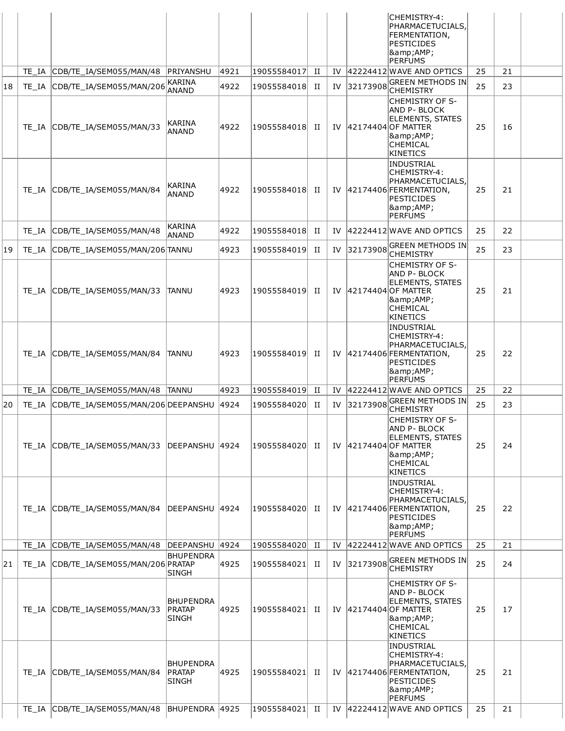| | | | | | | | | | | | |
|---|---|---|---|---|---|---|---|---|---|---|---|
| | | | | | | | | CHEMISTRY-4: PHARMACETUCIALS, FERMENTATION, PESTICIDES &amp;AMP; PERFUMS | | | |
| | TE_IA | CDB/TE_IA/SEM055/MAN/48 | PRIYANSHU | 4921 | 19055584017 | II | IV | 42224412 | WAVE AND OPTICS | 25 | 21 |
| 18 | TE_IA | CDB/TE_IA/SEM055/MAN/206 | KARINA ANAND | 4922 | 19055584018 | II | IV | 32173908 | GREEN METHODS IN CHEMISTRY | 25 | 23 |
| | TE_IA | CDB/TE_IA/SEM055/MAN/33 | KARINA ANAND | 4922 | 19055584018 | II | IV | 42174404 | CHEMISTRY OF S- AND P- BLOCK ELEMENTS, STATES OF MATTER &amp;AMP; CHEMICAL KINETICS | 25 | 16 |
| | TE_IA | CDB/TE_IA/SEM055/MAN/84 | KARINA ANAND | 4922 | 19055584018 | II | IV | 42174406 | INDUSTRIAL CHEMISTRY-4: PHARMACETUCIALS, FERMENTATION, PESTICIDES &amp;AMP; PERFUMS | 25 | 21 |
| | TE_IA | CDB/TE_IA/SEM055/MAN/48 | KARINA ANAND | 4922 | 19055584018 | II | IV | 42224412 | WAVE AND OPTICS | 25 | 22 |
| 19 | TE_IA | CDB/TE_IA/SEM055/MAN/206 | TANNU | 4923 | 19055584019 | II | IV | 32173908 | GREEN METHODS IN CHEMISTRY | 25 | 23 |
| | TE_IA | CDB/TE_IA/SEM055/MAN/33 | TANNU | 4923 | 19055584019 | II | IV | 42174404 | CHEMISTRY OF S- AND P- BLOCK ELEMENTS, STATES OF MATTER &amp;AMP; CHEMICAL KINETICS | 25 | 21 |
| | TE_IA | CDB/TE_IA/SEM055/MAN/84 | TANNU | 4923 | 19055584019 | II | IV | 42174406 | INDUSTRIAL CHEMISTRY-4: PHARMACETUCIALS, FERMENTATION, PESTICIDES &amp;AMP; PERFUMS | 25 | 22 |
| | TE_IA | CDB/TE_IA/SEM055/MAN/48 | TANNU | 4923 | 19055584019 | II | IV | 42224412 | WAVE AND OPTICS | 25 | 22 |
| 20 | TE_IA | CDB/TE_IA/SEM055/MAN/206 | DEEPANSHU | 4924 | 19055584020 | II | IV | 32173908 | GREEN METHODS IN CHEMISTRY | 25 | 23 |
| | TE_IA | CDB/TE_IA/SEM055/MAN/33 | DEEPANSHU | 4924 | 19055584020 | II | IV | 42174404 | CHEMISTRY OF S- AND P- BLOCK ELEMENTS, STATES OF MATTER &amp;AMP; CHEMICAL KINETICS | 25 | 24 |
| | TE_IA | CDB/TE_IA/SEM055/MAN/84 | DEEPANSHU | 4924 | 19055584020 | II | IV | 42174406 | INDUSTRIAL CHEMISTRY-4: PHARMACETUCIALS, FERMENTATION, PESTICIDES &amp;AMP; PERFUMS | 25 | 22 |
| | TE_IA | CDB/TE_IA/SEM055/MAN/48 | DEEPANSHU | 4924 | 19055584020 | II | IV | 42224412 | WAVE AND OPTICS | 25 | 21 |
| 21 | TE_IA | CDB/TE_IA/SEM055/MAN/206 | BHUPENDRA PRATAP SINGH | 4925 | 19055584021 | II | IV | 32173908 | GREEN METHODS IN CHEMISTRY | 25 | 24 |
| | TE_IA | CDB/TE_IA/SEM055/MAN/33 | BHUPENDRA PRATAP SINGH | 4925 | 19055584021 | II | IV | 42174404 | CHEMISTRY OF S- AND P- BLOCK ELEMENTS, STATES OF MATTER &amp;AMP; CHEMICAL KINETICS | 25 | 17 |
| | TE_IA | CDB/TE_IA/SEM055/MAN/84 | BHUPENDRA PRATAP SINGH | 4925 | 19055584021 | II | IV | 42174406 | INDUSTRIAL CHEMISTRY-4: PHARMACETUCIALS, FERMENTATION, PESTICIDES &amp;AMP; PERFUMS | 25 | 21 |
| | TE_IA | CDB/TE_IA/SEM055/MAN/48 | BHUPENDRA | 4925 | 19055584021 | II | IV | 42224412 | WAVE AND OPTICS | 25 | 21 |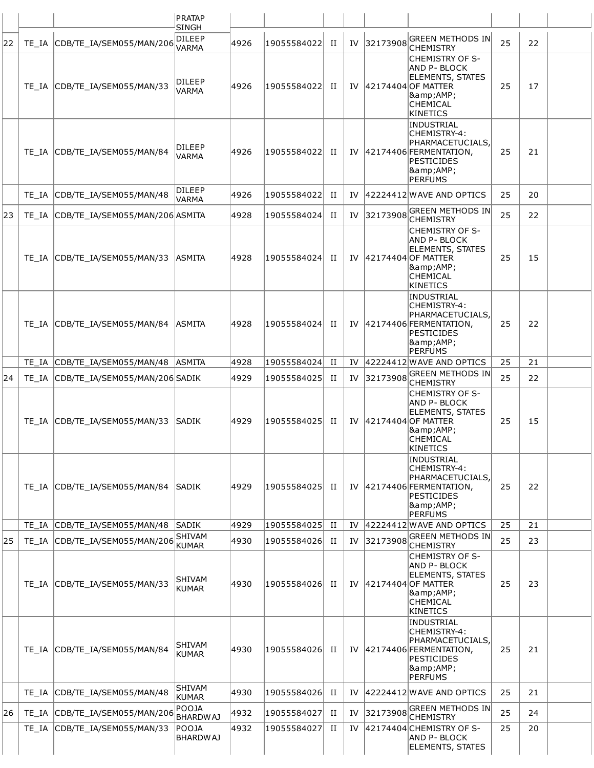| | | | PRATAP SINGH | | | | | | | | | |
|---|---|---|---|---|---|---|---|---|---|---|---|---|
| 22 | TE_IA | CDB/TE_IA/SEM055/MAN/206 | DILEEP VARMA | 4926 | 19055584022 | II | IV | 32173908 | GREEN METHODS IN CHEMISTRY | 25 | 22 | |
| | TE_IA | CDB/TE_IA/SEM055/MAN/33 | DILEEP VARMA | 4926 | 19055584022 | II | IV | 42174404 | CHEMISTRY OF S- AND P- BLOCK ELEMENTS, STATES OF MATTER &amp;AMP; CHEMICAL KINETICS | 25 | 17 | |
| | TE_IA | CDB/TE_IA/SEM055/MAN/84 | DILEEP VARMA | 4926 | 19055584022 | II | IV | 42174406 | INDUSTRIAL CHEMISTRY-4: PHARMACETUCIALS, FERMENTATION, PESTICIDES &amp;AMP; PERFUMS | 25 | 21 | |
| | TE_IA | CDB/TE_IA/SEM055/MAN/48 | DILEEP VARMA | 4926 | 19055584022 | II | IV | 42224412 | WAVE AND OPTICS | 25 | 20 | |
| 23 | TE_IA | CDB/TE_IA/SEM055/MAN/206 | ASMITA | 4928 | 19055584024 | II | IV | 32173908 | GREEN METHODS IN CHEMISTRY | 25 | 22 | |
| | TE_IA | CDB/TE_IA/SEM055/MAN/33 | ASMITA | 4928 | 19055584024 | II | IV | 42174404 | CHEMISTRY OF S- AND P- BLOCK ELEMENTS, STATES OF MATTER &amp;AMP; CHEMICAL KINETICS | 25 | 15 | |
| | TE_IA | CDB/TE_IA/SEM055/MAN/84 | ASMITA | 4928 | 19055584024 | II | IV | 42174406 | INDUSTRIAL CHEMISTRY-4: PHARMACETUCIALS, FERMENTATION, PESTICIDES &amp;AMP; PERFUMS | 25 | 22 | |
| | TE_IA | CDB/TE_IA/SEM055/MAN/48 | ASMITA | 4928 | 19055584024 | II | IV | 42224412 | WAVE AND OPTICS | 25 | 21 | |
| 24 | TE_IA | CDB/TE_IA/SEM055/MAN/206 | SADIK | 4929 | 19055584025 | II | IV | 32173908 | GREEN METHODS IN CHEMISTRY | 25 | 22 | |
| | TE_IA | CDB/TE_IA/SEM055/MAN/33 | SADIK | 4929 | 19055584025 | II | IV | 42174404 | CHEMISTRY OF S- AND P- BLOCK ELEMENTS, STATES OF MATTER &amp;AMP; CHEMICAL KINETICS | 25 | 15 | |
| | TE_IA | CDB/TE_IA/SEM055/MAN/84 | SADIK | 4929 | 19055584025 | II | IV | 42174406 | INDUSTRIAL CHEMISTRY-4: PHARMACETUCIALS, FERMENTATION, PESTICIDES &amp;AMP; PERFUMS | 25 | 22 | |
| | TE_IA | CDB/TE_IA/SEM055/MAN/48 | SADIK | 4929 | 19055584025 | II | IV | 42224412 | WAVE AND OPTICS | 25 | 21 | |
| 25 | TE_IA | CDB/TE_IA/SEM055/MAN/206 | SHIVAM KUMAR | 4930 | 19055584026 | II | IV | 32173908 | GREEN METHODS IN CHEMISTRY | 25 | 23 | |
| | TE_IA | CDB/TE_IA/SEM055/MAN/33 | SHIVAM KUMAR | 4930 | 19055584026 | II | IV | 42174404 | CHEMISTRY OF S- AND P- BLOCK ELEMENTS, STATES OF MATTER &amp;AMP; CHEMICAL KINETICS | 25 | 23 | |
| | TE_IA | CDB/TE_IA/SEM055/MAN/84 | SHIVAM KUMAR | 4930 | 19055584026 | II | IV | 42174406 | INDUSTRIAL CHEMISTRY-4: PHARMACETUCIALS, FERMENTATION, PESTICIDES &amp;AMP; PERFUMS | 25 | 21 | |
| | TE_IA | CDB/TE_IA/SEM055/MAN/48 | SHIVAM KUMAR | 4930 | 19055584026 | II | IV | 42224412 | WAVE AND OPTICS | 25 | 21 | |
| 26 | TE_IA | CDB/TE_IA/SEM055/MAN/206 | POOJA BHARDWAJ | 4932 | 19055584027 | II | IV | 32173908 | GREEN METHODS IN CHEMISTRY | 25 | 24 | |
| | TE_IA | CDB/TE_IA/SEM055/MAN/33 | POOJA BHARDWAJ | 4932 | 19055584027 | II | IV | 42174404 | CHEMISTRY OF S- AND P- BLOCK ELEMENTS, STATES | 25 | 20 | |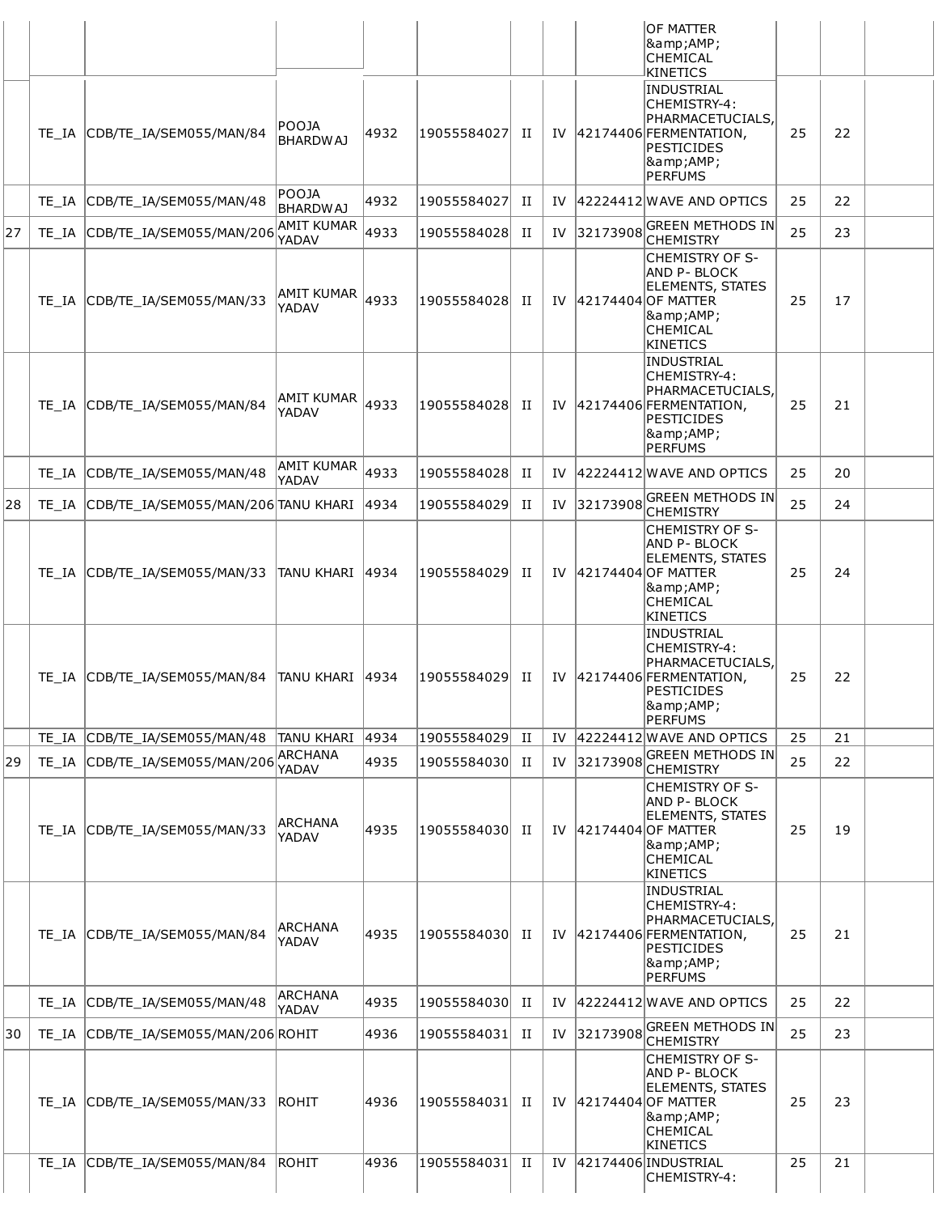| | | | | | | | | | | | |
|---|---|---|---|---|---|---|---|---|---|---|---|
| | | | | | | | | OF MATTER &amp;AMP; CHEMICAL KINETICS | | | |
| | TE_IA | CDB/TE_IA/SEM055/MAN/84 | POOJA BHARDWAJ | 4932 | 19055584027 | II | IV | 42174406 | INDUSTRIAL CHEMISTRY-4: PHARMACETUCIALS, FERMENTATION, PESTICIDES &amp;AMP; PERFUMS | 25 | 22 | |
| | TE_IA | CDB/TE_IA/SEM055/MAN/48 | POOJA BHARDWAJ | 4932 | 19055584027 | II | IV | 42224412 | WAVE AND OPTICS | 25 | 22 | |
| 27 | TE_IA | CDB/TE_IA/SEM055/MAN/206 | AMIT KUMAR YADAV | 4933 | 19055584028 | II | IV | 32173908 | GREEN METHODS IN CHEMISTRY | 25 | 23 | |
| | TE_IA | CDB/TE_IA/SEM055/MAN/33 | AMIT KUMAR YADAV | 4933 | 19055584028 | II | IV | 42174404 | CHEMISTRY OF S- AND P- BLOCK ELEMENTS, STATES OF MATTER &amp;AMP; CHEMICAL KINETICS | 25 | 17 | |
| | TE_IA | CDB/TE_IA/SEM055/MAN/84 | AMIT KUMAR YADAV | 4933 | 19055584028 | II | IV | 42174406 | INDUSTRIAL CHEMISTRY-4: PHARMACETUCIALS, FERMENTATION, PESTICIDES &amp;AMP; PERFUMS | 25 | 21 | |
| | TE_IA | CDB/TE_IA/SEM055/MAN/48 | AMIT KUMAR YADAV | 4933 | 19055584028 | II | IV | 42224412 | WAVE AND OPTICS | 25 | 20 | |
| 28 | TE_IA | CDB/TE_IA/SEM055/MAN/206 | TANU KHARI | 4934 | 19055584029 | II | IV | 32173908 | GREEN METHODS IN CHEMISTRY | 25 | 24 | |
| | TE_IA | CDB/TE_IA/SEM055/MAN/33 | TANU KHARI | 4934 | 19055584029 | II | IV | 42174404 | CHEMISTRY OF S- AND P- BLOCK ELEMENTS, STATES OF MATTER &amp;AMP; CHEMICAL KINETICS | 25 | 24 | |
| | TE_IA | CDB/TE_IA/SEM055/MAN/84 | TANU KHARI | 4934 | 19055584029 | II | IV | 42174406 | INDUSTRIAL CHEMISTRY-4: PHARMACETUCIALS, FERMENTATION, PESTICIDES &amp;AMP; PERFUMS | 25 | 22 | |
| | TE_IA | CDB/TE_IA/SEM055/MAN/48 | TANU KHARI | 4934 | 19055584029 | II | IV | 42224412 | WAVE AND OPTICS | 25 | 21 | |
| 29 | TE_IA | CDB/TE_IA/SEM055/MAN/206 | ARCHANA YADAV | 4935 | 19055584030 | II | IV | 32173908 | GREEN METHODS IN CHEMISTRY | 25 | 22 | |
| | TE_IA | CDB/TE_IA/SEM055/MAN/33 | ARCHANA YADAV | 4935 | 19055584030 | II | IV | 42174404 | CHEMISTRY OF S- AND P- BLOCK ELEMENTS, STATES OF MATTER &amp;AMP; CHEMICAL KINETICS | 25 | 19 | |
| | TE_IA | CDB/TE_IA/SEM055/MAN/84 | ARCHANA YADAV | 4935 | 19055584030 | II | IV | 42174406 | INDUSTRIAL CHEMISTRY-4: PHARMACETUCIALS, FERMENTATION, PESTICIDES &amp;AMP; PERFUMS | 25 | 21 | |
| | TE_IA | CDB/TE_IA/SEM055/MAN/48 | ARCHANA YADAV | 4935 | 19055584030 | II | IV | 42224412 | WAVE AND OPTICS | 25 | 22 | |
| 30 | TE_IA | CDB/TE_IA/SEM055/MAN/206 | ROHIT | 4936 | 19055584031 | II | IV | 32173908 | GREEN METHODS IN CHEMISTRY | 25 | 23 | |
| | TE_IA | CDB/TE_IA/SEM055/MAN/33 | ROHIT | 4936 | 19055584031 | II | IV | 42174404 | CHEMISTRY OF S- AND P- BLOCK ELEMENTS, STATES OF MATTER &amp;AMP; CHEMICAL KINETICS | 25 | 23 | |
| | TE_IA | CDB/TE_IA/SEM055/MAN/84 | ROHIT | 4936 | 19055584031 | II | IV | 42174406 | INDUSTRIAL CHEMISTRY-4: | 25 | 21 | |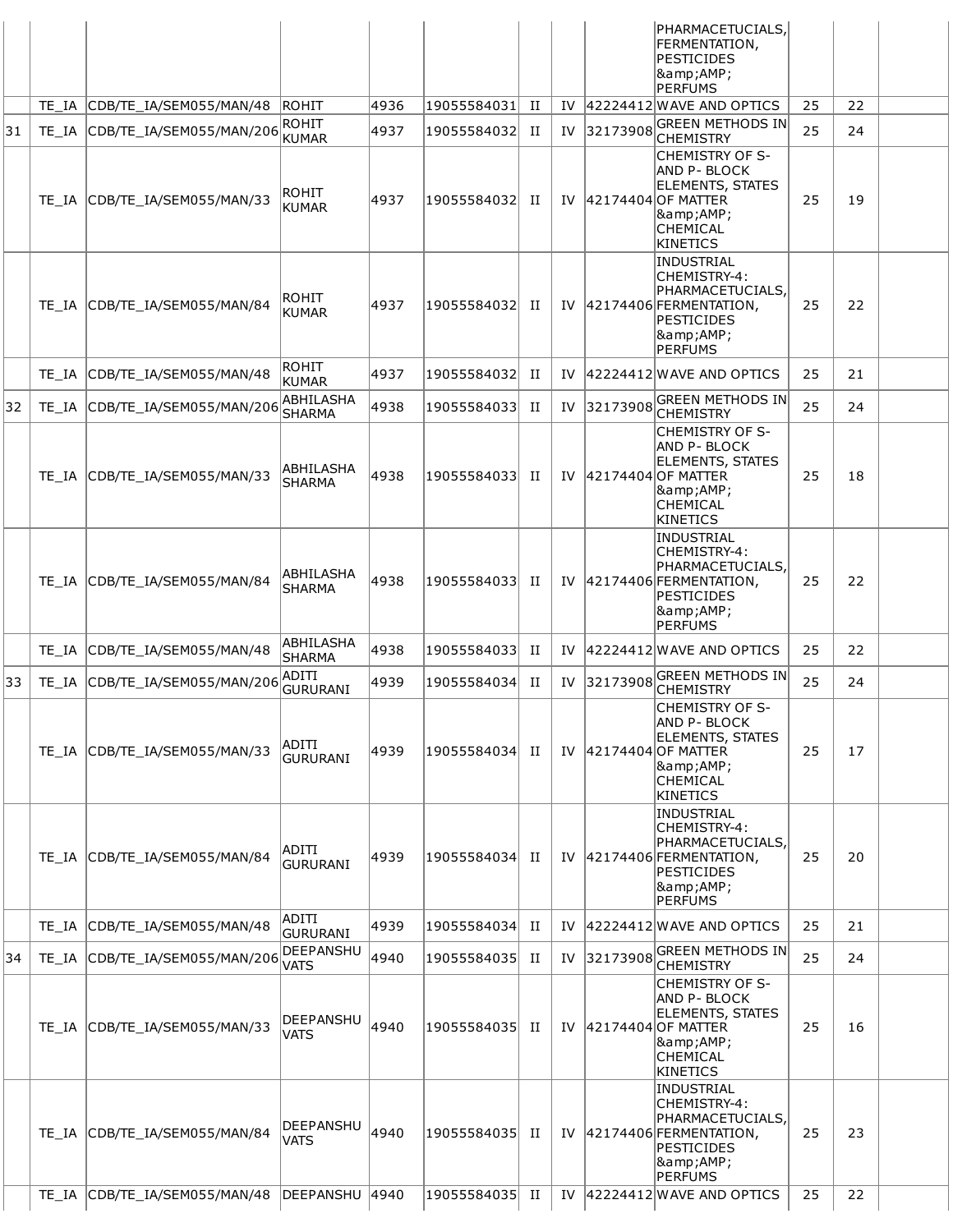| | | | | | | | | | | | |
|---|---|---|---|---|---|---|---|---|---|---|---|
| | | | | | | | | PHARMACETUCIALS, FERMENTATION, PESTICIDES &amp;AMP; PERFUMS | | | |
| | TE_IA | CDB/TE_IA/SEM055/MAN/48 | ROHIT | 4936 | 19055584031 | II | IV | 42224412 | WAVE AND OPTICS | 25 | 22 | |
| 31 | TE_IA | CDB/TE_IA/SEM055/MAN/206 | ROHIT KUMAR | 4937 | 19055584032 | II | IV | 32173908 | GREEN METHODS IN CHEMISTRY | 25 | 24 | |
| | TE_IA | CDB/TE_IA/SEM055/MAN/33 | ROHIT KUMAR | 4937 | 19055584032 | II | IV | 42174404 | CHEMISTRY OF S- AND P- BLOCK ELEMENTS, STATES OF MATTER &amp;AMP; CHEMICAL KINETICS | 25 | 19 | |
| | TE_IA | CDB/TE_IA/SEM055/MAN/84 | ROHIT KUMAR | 4937 | 19055584032 | II | IV | 42174406 | INDUSTRIAL CHEMISTRY-4: PHARMACETUCIALS, FERMENTATION, PESTICIDES &amp;AMP; PERFUMS | 25 | 22 | |
| | TE_IA | CDB/TE_IA/SEM055/MAN/48 | ROHIT KUMAR | 4937 | 19055584032 | II | IV | 42224412 | WAVE AND OPTICS | 25 | 21 | |
| 32 | TE_IA | CDB/TE_IA/SEM055/MAN/206 | ABHILASHA SHARMA | 4938 | 19055584033 | II | IV | 32173908 | GREEN METHODS IN CHEMISTRY | 25 | 24 | |
| | TE_IA | CDB/TE_IA/SEM055/MAN/33 | ABHILASHA SHARMA | 4938 | 19055584033 | II | IV | 42174404 | CHEMISTRY OF S- AND P- BLOCK ELEMENTS, STATES OF MATTER &amp;AMP; CHEMICAL KINETICS | 25 | 18 | |
| | TE_IA | CDB/TE_IA/SEM055/MAN/84 | ABHILASHA SHARMA | 4938 | 19055584033 | II | IV | 42174406 | INDUSTRIAL CHEMISTRY-4: PHARMACETUCIALS, FERMENTATION, PESTICIDES &amp;AMP; PERFUMS | 25 | 22 | |
| | TE_IA | CDB/TE_IA/SEM055/MAN/48 | ABHILASHA SHARMA | 4938 | 19055584033 | II | IV | 42224412 | WAVE AND OPTICS | 25 | 22 | |
| 33 | TE_IA | CDB/TE_IA/SEM055/MAN/206 | ADITI GURURANI | 4939 | 19055584034 | II | IV | 32173908 | GREEN METHODS IN CHEMISTRY | 25 | 24 | |
| | TE_IA | CDB/TE_IA/SEM055/MAN/33 | ADITI GURURANI | 4939 | 19055584034 | II | IV | 42174404 | CHEMISTRY OF S- AND P- BLOCK ELEMENTS, STATES OF MATTER &amp;AMP; CHEMICAL KINETICS | 25 | 17 | |
| | TE_IA | CDB/TE_IA/SEM055/MAN/84 | ADITI GURURANI | 4939 | 19055584034 | II | IV | 42174406 | INDUSTRIAL CHEMISTRY-4: PHARMACETUCIALS, FERMENTATION, PESTICIDES &amp;AMP; PERFUMS | 25 | 20 | |
| | TE_IA | CDB/TE_IA/SEM055/MAN/48 | ADITI GURURANI | 4939 | 19055584034 | II | IV | 42224412 | WAVE AND OPTICS | 25 | 21 | |
| 34 | TE_IA | CDB/TE_IA/SEM055/MAN/206 | DEEPANSHU VATS | 4940 | 19055584035 | II | IV | 32173908 | GREEN METHODS IN CHEMISTRY | 25 | 24 | |
| | TE_IA | CDB/TE_IA/SEM055/MAN/33 | DEEPANSHU VATS | 4940 | 19055584035 | II | IV | 42174404 | CHEMISTRY OF S- AND P- BLOCK ELEMENTS, STATES OF MATTER &amp;AMP; CHEMICAL KINETICS | 25 | 16 | |
| | TE_IA | CDB/TE_IA/SEM055/MAN/84 | DEEPANSHU VATS | 4940 | 19055584035 | II | IV | 42174406 | INDUSTRIAL CHEMISTRY-4: PHARMACETUCIALS, FERMENTATION, PESTICIDES &amp;AMP; PERFUMS | 25 | 23 | |
| | TE_IA | CDB/TE_IA/SEM055/MAN/48 | DEEPANSHU | 4940 | 19055584035 | II | IV | 42224412 | WAVE AND OPTICS | 25 | 22 | |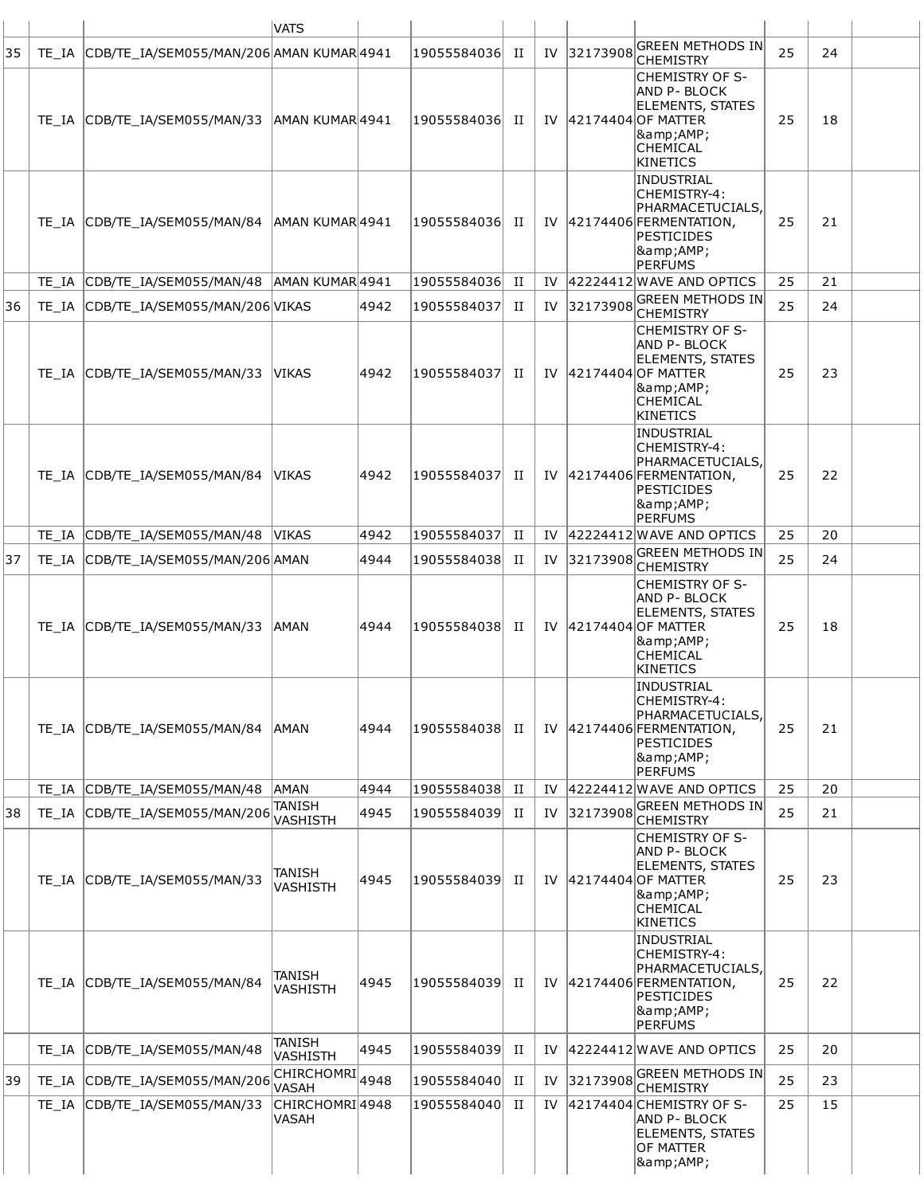| | | | VATS | | | | | | | | | |
|---|---|---|---|---|---|---|---|---|---|---|---|---|
| 35 | TE_IA | CDB/TE_IA/SEM055/MAN/206 | AMAN KUMAR | 4941 | 19055584036 | II | IV | 32173908 | GREEN METHODS IN CHEMISTRY | 25 | 24 | |
| | TE_IA | CDB/TE_IA/SEM055/MAN/33 | AMAN KUMAR | 4941 | 19055584036 | II | IV | 42174404 | CHEMISTRY OF S- AND P- BLOCK ELEMENTS, STATES OF MATTER &amp;AMP; CHEMICAL KINETICS | 25 | 18 | |
| | TE_IA | CDB/TE_IA/SEM055/MAN/84 | AMAN KUMAR | 4941 | 19055584036 | II | IV | 42174406 | INDUSTRIAL CHEMISTRY-4: PHARMACETUCIALS, FERMENTATION, PESTICIDES &amp;AMP; PERFUMS | 25 | 21 | |
| | TE_IA | CDB/TE_IA/SEM055/MAN/48 | AMAN KUMAR | 4941 | 19055584036 | II | IV | 42224412 | WAVE AND OPTICS | 25 | 21 | |
| 36 | TE_IA | CDB/TE_IA/SEM055/MAN/206 | VIKAS | 4942 | 19055584037 | II | IV | 32173908 | GREEN METHODS IN CHEMISTRY | 25 | 24 | |
| | TE_IA | CDB/TE_IA/SEM055/MAN/33 | VIKAS | 4942 | 19055584037 | II | IV | 42174404 | CHEMISTRY OF S- AND P- BLOCK ELEMENTS, STATES OF MATTER &amp;AMP; CHEMICAL KINETICS | 25 | 23 | |
| | TE_IA | CDB/TE_IA/SEM055/MAN/84 | VIKAS | 4942 | 19055584037 | II | IV | 42174406 | INDUSTRIAL CHEMISTRY-4: PHARMACETUCIALS, FERMENTATION, PESTICIDES &amp;AMP; PERFUMS | 25 | 22 | |
| | TE_IA | CDB/TE_IA/SEM055/MAN/48 | VIKAS | 4942 | 19055584037 | II | IV | 42224412 | WAVE AND OPTICS | 25 | 20 | |
| 37 | TE_IA | CDB/TE_IA/SEM055/MAN/206 | AMAN | 4944 | 19055584038 | II | IV | 32173908 | GREEN METHODS IN CHEMISTRY | 25 | 24 | |
| | TE_IA | CDB/TE_IA/SEM055/MAN/33 | AMAN | 4944 | 19055584038 | II | IV | 42174404 | CHEMISTRY OF S- AND P- BLOCK ELEMENTS, STATES OF MATTER &amp;AMP; CHEMICAL KINETICS | 25 | 18 | |
| | TE_IA | CDB/TE_IA/SEM055/MAN/84 | AMAN | 4944 | 19055584038 | II | IV | 42174406 | INDUSTRIAL CHEMISTRY-4: PHARMACETUCIALS, FERMENTATION, PESTICIDES &amp;AMP; PERFUMS | 25 | 21 | |
| | TE_IA | CDB/TE_IA/SEM055/MAN/48 | AMAN | 4944 | 19055584038 | II | IV | 42224412 | WAVE AND OPTICS | 25 | 20 | |
| 38 | TE_IA | CDB/TE_IA/SEM055/MAN/206 | TANISH VASHISTH | 4945 | 19055584039 | II | IV | 32173908 | GREEN METHODS IN CHEMISTRY | 25 | 21 | |
| | TE_IA | CDB/TE_IA/SEM055/MAN/33 | TANISH VASHISTH | 4945 | 19055584039 | II | IV | 42174404 | CHEMISTRY OF S- AND P- BLOCK ELEMENTS, STATES OF MATTER &amp;AMP; CHEMICAL KINETICS | 25 | 23 | |
| | TE_IA | CDB/TE_IA/SEM055/MAN/84 | TANISH VASHISTH | 4945 | 19055584039 | II | IV | 42174406 | INDUSTRIAL CHEMISTRY-4: PHARMACETUCIALS, FERMENTATION, PESTICIDES &amp;AMP; PERFUMS | 25 | 22 | |
| | TE_IA | CDB/TE_IA/SEM055/MAN/48 | TANISH VASHISTH | 4945 | 19055584039 | II | IV | 42224412 | WAVE AND OPTICS | 25 | 20 | |
| 39 | TE_IA | CDB/TE_IA/SEM055/MAN/206 | CHIRCHOMRI VASAH | 4948 | 19055584040 | II | IV | 32173908 | GREEN METHODS IN CHEMISTRY | 25 | 23 | |
| | TE_IA | CDB/TE_IA/SEM055/MAN/33 | CHIRCHOMRI VASAH | 4948 | 19055584040 | II | IV | 42174404 | CHEMISTRY OF S- AND P- BLOCK ELEMENTS, STATES OF MATTER &amp;AMP; | 25 | 15 | |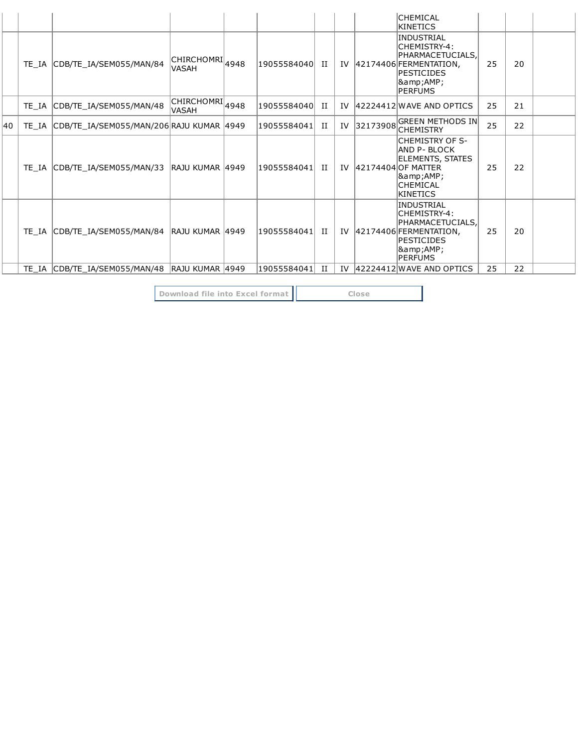| | | | | | | | | | | | | |
|---|---|---|---|---|---|---|---|---|---|---|---|---|
| | | | | | | | | | CHEMICAL KINETICS | | | |
| | TE_IA | CDB/TE_IA/SEM055/MAN/84 | CHIRCHOMRI VASAH | 4948 | 19055584040 | II | IV | 42174406 | INDUSTRIAL CHEMISTRY-4: PHARMACETUCIALS, FERMENTATION, PESTICIDES &amp;AMP; PERFUMS | 25 | 20 | |
| | TE_IA | CDB/TE_IA/SEM055/MAN/48 | CHIRCHOMRI VASAH | 4948 | 19055584040 | II | IV | 42224412 | WAVE AND OPTICS | 25 | 21 | |
| 40 | TE_IA | CDB/TE_IA/SEM055/MAN/206 | RAJU KUMAR | 4949 | 19055584041 | II | IV | 32173908 | GREEN METHODS IN CHEMISTRY | 25 | 22 | |
| | TE_IA | CDB/TE_IA/SEM055/MAN/33 | RAJU KUMAR | 4949 | 19055584041 | II | IV | 42174404 | CHEMISTRY OF S- AND P- BLOCK ELEMENTS, STATES OF MATTER &amp;AMP; CHEMICAL KINETICS | 25 | 22 | |
| | TE_IA | CDB/TE_IA/SEM055/MAN/84 | RAJU KUMAR | 4949 | 19055584041 | II | IV | 42174406 | INDUSTRIAL CHEMISTRY-4: PHARMACETUCIALS, FERMENTATION, PESTICIDES &amp;AMP; PERFUMS | 25 | 20 | |
| | TE_IA | CDB/TE_IA/SEM055/MAN/48 | RAJU KUMAR | 4949 | 19055584041 | II | IV | 42224412 | WAVE AND OPTICS | 25 | 22 | |

Download file into Excel format | Close